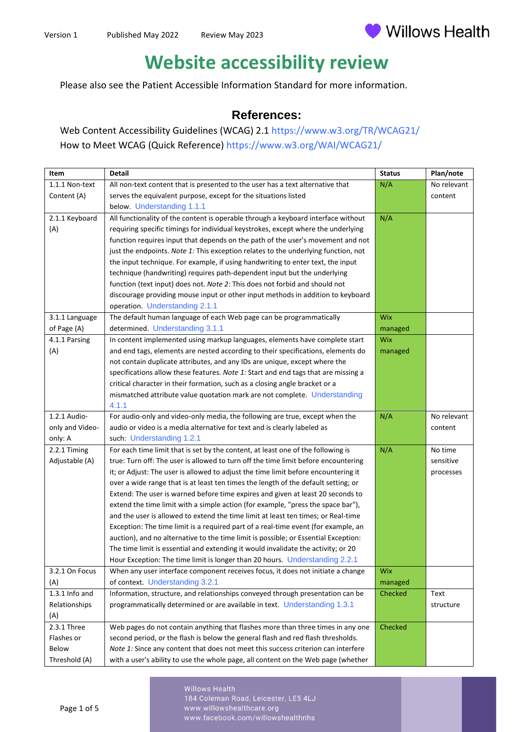Version 1 Published May 2022 Review May 2023

# Website accessibility review

Please also see the Patient Accessible Information Standard for more information.

## References:

Web Content Accessibility Guidelines (WCAG) 2.1 https://www.w3.org/TR/WCAG21/
How to Meet WCAG (Quick Reference) https://www.w3.org/WAI/WCAG21/

| Item | Detail | Status | Plan/note |
|---|---|---|---|
| 1.1.1 Non-text Content (A) | All non-text content that is presented to the user has a text alternative that serves the equivalent purpose, except for the situations listed below. Understanding 1.1.1 | N/A | No relevant content |
| 2.1.1 Keyboard (A) | All functionality of the content is operable through a keyboard interface without requiring specific timings for individual keystrokes, except where the underlying function requires input that depends on the path of the user's movement and not just the endpoints. *Note 1:* This exception relates to the underlying function, not the input technique. For example, if using handwriting to enter text, the input technique (handwriting) requires path-dependent input but the underlying function (text input) does not. *Note 2:* This does not forbid and should not discourage providing mouse input or other input methods in addition to keyboard operation. Understanding 2.1.1 | N/A | |
| 3.1.1 Language of Page (A) | The default human language of each Web page can be programmatically determined. Understanding 3.1.1 | Wix managed | |
| 4.1.1 Parsing (A) | In content implemented using markup languages, elements have complete start and end tags, elements are nested according to their specifications, elements do not contain duplicate attributes, and any IDs are unique, except where the specifications allow these features. *Note 1:* Start and end tags that are missing a critical character in their formation, such as a closing angle bracket or a mismatched attribute value quotation mark are not complete. Understanding 4.1.1 | Wix managed | |
| 1.2.1 Audio-only and Video-only: A | For audio-only and video-only media, the following are true, except when the audio or video is a media alternative for text and is clearly labeled as such: Understanding 1.2.1 | N/A | No relevant content |
| 2.2.1 Timing Adjustable (A) | For each time limit that is set by the content, at least one of the following is true: Turn off: The user is allowed to turn off the time limit before encountering it; or Adjust: The user is allowed to adjust the time limit before encountering it over a wide range that is at least ten times the length of the default setting; or Extend: The user is warned before time expires and given at least 20 seconds to extend the time limit with a simple action (for example, "press the space bar"), and the user is allowed to extend the time limit at least ten times; or Real-time Exception: The time limit is a required part of a real-time event (for example, an auction), and no alternative to the time limit is possible; or Essential Exception: The time limit is essential and extending it would invalidate the activity; or 20 Hour Exception: The time limit is longer than 20 hours. Understanding 2.2.1 | N/A | No time sensitive processes |
| 3.2.1 On Focus (A) | When any user interface component receives focus, it does not initiate a change of context. Understanding 3.2.1 | Wix managed | |
| 1.3.1 Info and Relationships (A) | Information, structure, and relationships conveyed through presentation can be programmatically determined or are available in text. Understanding 1.3.1 | Checked | Text structure |
| 2.3.1 Three Flashes or Below Threshold (A) | Web pages do not contain anything that flashes more than three times in any one second period, or the flash is below the general flash and red flash thresholds. *Note 1:* Since any content that does not meet this success criterion can interfere with a user's ability to use the whole page, all content on the Web page (whether | Checked | |

Willows Health
184 Coleman Road, Leicester, LE5 4LJ
www.willowshealthcare.org
www.facebook.com/willowshealthnhs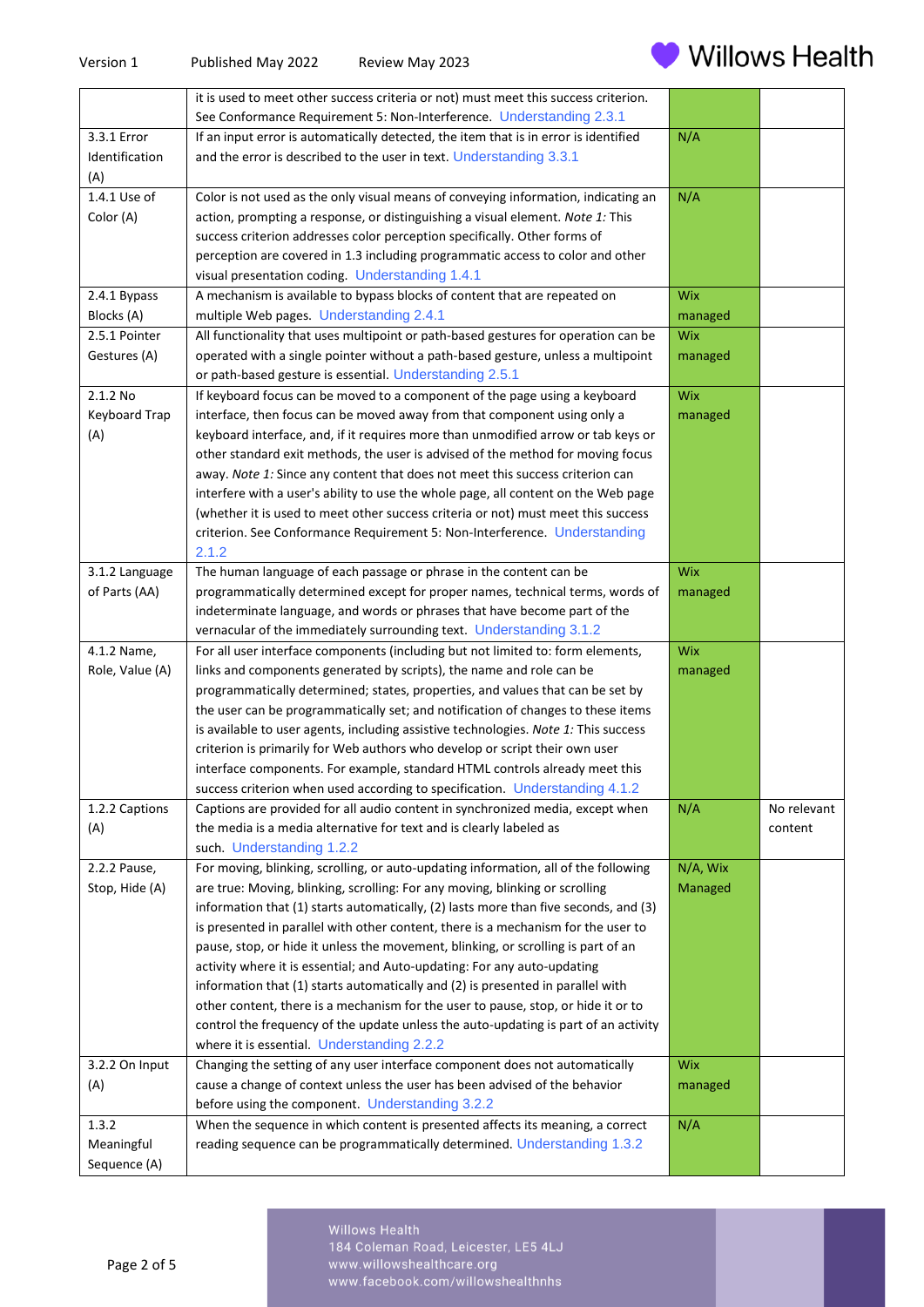| | | | |
|---|---|---|---|
| | it is used to meet other success criteria or not) must meet this success criterion. See Conformance Requirement 5: Non-Interference. Understanding 2.3.1 | | |
| 3.3.1 Error Identification (A) | If an input error is automatically detected, the item that is in error is identified and the error is described to the user in text. Understanding 3.3.1 | N/A | |
| 1.4.1 Use of Color (A) | Color is not used as the only visual means of conveying information, indicating an action, prompting a response, or distinguishing a visual element. *Note 1:* This success criterion addresses color perception specifically. Other forms of perception are covered in 1.3 including programmatic access to color and other visual presentation coding. Understanding 1.4.1 | N/A | |
| 2.4.1 Bypass Blocks (A) | A mechanism is available to bypass blocks of content that are repeated on multiple Web pages. Understanding 2.4.1 | Wix managed | |
| 2.5.1 Pointer Gestures (A) | All functionality that uses multipoint or path-based gestures for operation can be operated with a single pointer without a path-based gesture, unless a multipoint or path-based gesture is essential. Understanding 2.5.1 | Wix managed | |
| 2.1.2 No Keyboard Trap (A) | If keyboard focus can be moved to a component of the page using a keyboard interface, then focus can be moved away from that component using only a keyboard interface, and, if it requires more than unmodified arrow or tab keys or other standard exit methods, the user is advised of the method for moving focus away. *Note 1:* Since any content that does not meet this success criterion can interfere with a user's ability to use the whole page, all content on the Web page (whether it is used to meet other success criteria or not) must meet this success criterion. See Conformance Requirement 5: Non-Interference. Understanding 2.1.2 | Wix managed | |
| 3.1.2 Language of Parts (AA) | The human language of each passage or phrase in the content can be programmatically determined except for proper names, technical terms, words of indeterminate language, and words or phrases that have become part of the vernacular of the immediately surrounding text. Understanding 3.1.2 | Wix managed | |
| 4.1.2 Name, Role, Value (A) | For all user interface components (including but not limited to: form elements, links and components generated by scripts), the name and role can be programmatically determined; states, properties, and values that can be set by the user can be programmatically set; and notification of changes to these items is available to user agents, including assistive technologies. *Note 1:* This success criterion is primarily for Web authors who develop or script their own user interface components. For example, standard HTML controls already meet this success criterion when used according to specification. Understanding 4.1.2 | Wix managed | |
| 1.2.2 Captions (A) | Captions are provided for all audio content in synchronized media, except when the media is a media alternative for text and is clearly labeled as such. Understanding 1.2.2 | N/A | No relevant content |
| 2.2.2 Pause, Stop, Hide (A) | For moving, blinking, scrolling, or auto-updating information, all of the following are true: Moving, blinking, scrolling: For any moving, blinking or scrolling information that (1) starts automatically, (2) lasts more than five seconds, and (3) is presented in parallel with other content, there is a mechanism for the user to pause, stop, or hide it unless the movement, blinking, or scrolling is part of an activity where it is essential; and Auto-updating: For any auto-updating information that (1) starts automatically and (2) is presented in parallel with other content, there is a mechanism for the user to pause, stop, or hide it or to control the frequency of the update unless the auto-updating is part of an activity where it is essential. Understanding 2.2.2 | N/A, Wix Managed | |
| 3.2.2 On Input (A) | Changing the setting of any user interface component does not automatically cause a change of context unless the user has been advised of the behavior before using the component. Understanding 3.2.2 | Wix managed | |
| 1.3.2 Meaningful Sequence (A) | When the sequence in which content is presented affects its meaning, a correct reading sequence can be programmatically determined. Understanding 1.3.2 | N/A | |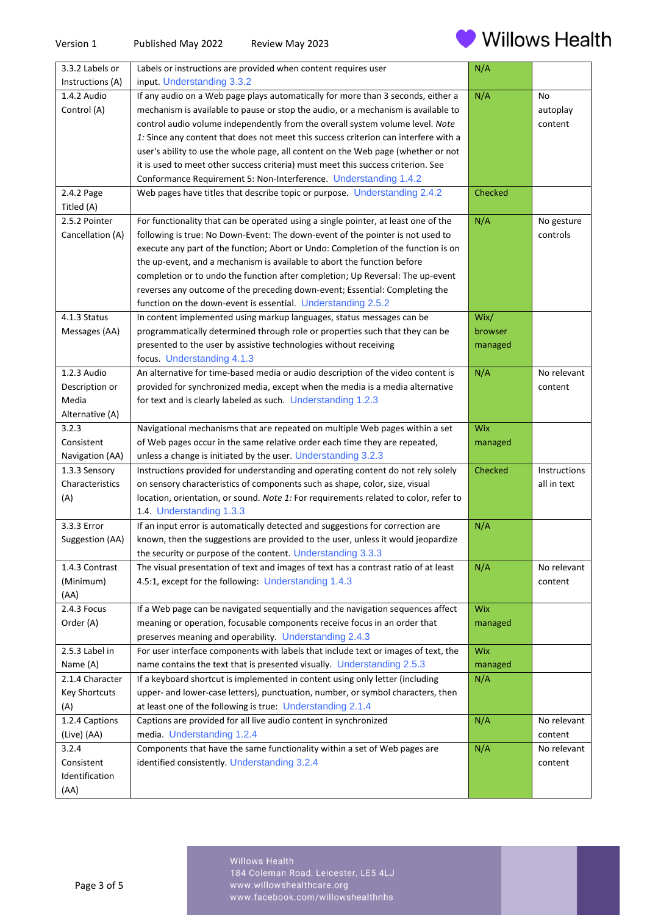| 3.3.2 Labels or Instructions (A) | Labels or instructions are provided when content requires user input. Understanding 3.3.2 | N/A | |
|---|---|---|---|
| 1.4.2 Audio Control (A) | If any audio on a Web page plays automatically for more than 3 seconds, either a mechanism is available to pause or stop the audio, or a mechanism is available to control audio volume independently from the overall system volume level. *Note 1:* Since any content that does not meet this success criterion can interfere with a user's ability to use the whole page, all content on the Web page (whether or not it is used to meet other success criteria) must meet this success criterion. See Conformance Requirement 5: Non-Interference. Understanding 1.4.2 | N/A | No autoplay content |
| 2.4.2 Page Titled (A) | Web pages have titles that describe topic or purpose. Understanding 2.4.2 | Checked | |
| 2.5.2 Pointer Cancellation (A) | For functionality that can be operated using a single pointer, at least one of the following is true: No Down-Event: The down-event of the pointer is not used to execute any part of the function; Abort or Undo: Completion of the function is on the up-event, and a mechanism is available to abort the function before completion or to undo the function after completion; Up Reversal: The up-event reverses any outcome of the preceding down-event; Essential: Completing the function on the down-event is essential. Understanding 2.5.2 | N/A | No gesture controls |
| 4.1.3 Status Messages (AA) | In content implemented using markup languages, status messages can be programmatically determined through role or properties such that they can be presented to the user by assistive technologies without receiving focus. Understanding 4.1.3 | Wix/ browser managed | |
| 1.2.3 Audio Description or Media Alternative (A) | An alternative for time-based media or audio description of the video content is provided for synchronized media, except when the media is a media alternative for text and is clearly labeled as such. Understanding 1.2.3 | N/A | No relevant content |
| 3.2.3 Consistent Navigation (AA) | Navigational mechanisms that are repeated on multiple Web pages within a set of Web pages occur in the same relative order each time they are repeated, unless a change is initiated by the user. Understanding 3.2.3 | Wix managed | |
| 1.3.3 Sensory Characteristics (A) | Instructions provided for understanding and operating content do not rely solely on sensory characteristics of components such as shape, color, size, visual location, orientation, or sound. *Note 1:* For requirements related to color, refer to 1.4. Understanding 1.3.3 | Checked | Instructions all in text |
| 3.3.3 Error Suggestion (AA) | If an input error is automatically detected and suggestions for correction are known, then the suggestions are provided to the user, unless it would jeopardize the security or purpose of the content. Understanding 3.3.3 | N/A | |
| 1.4.3 Contrast (Minimum) (AA) | The visual presentation of text and images of text has a contrast ratio of at least 4.5:1, except for the following: Understanding 1.4.3 | N/A | No relevant content |
| 2.4.3 Focus Order (A) | If a Web page can be navigated sequentially and the navigation sequences affect meaning or operation, focusable components receive focus in an order that preserves meaning and operability. Understanding 2.4.3 | Wix managed | |
| 2.5.3 Label in Name (A) | For user interface components with labels that include text or images of text, the name contains the text that is presented visually. Understanding 2.5.3 | Wix managed | |
| 2.1.4 Character Key Shortcuts (A) | If a keyboard shortcut is implemented in content using only letter (including upper- and lower-case letters), punctuation, number, or symbol characters, then at least one of the following is true: Understanding 2.1.4 | N/A | |
| 1.2.4 Captions (Live) (AA) | Captions are provided for all live audio content in synchronized media. Understanding 1.2.4 | N/A | No relevant content |
| 3.2.4 Consistent Identification (AA) | Components that have the same functionality within a set of Web pages are identified consistently. Understanding 3.2.4 | N/A | No relevant content |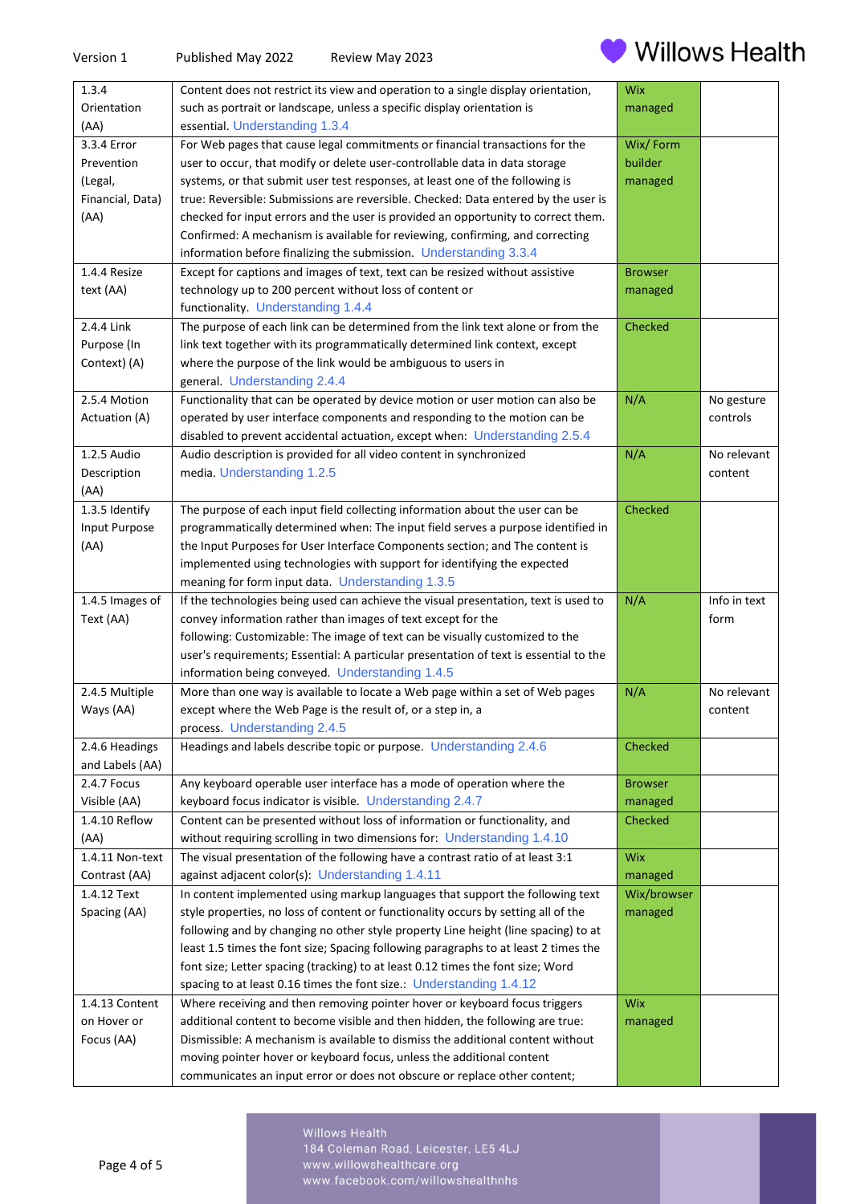| | | | |
|---|---|---|---|
| 1.3.4 Orientation (AA) | Content does not restrict its view and operation to a single display orientation, such as portrait or landscape, unless a specific display orientation is essential. Understanding 1.3.4 | Wix managed | |
| 3.3.4 Error Prevention (Legal, Financial, Data) (AA) | For Web pages that cause legal commitments or financial transactions for the user to occur, that modify or delete user-controllable data in data storage systems, or that submit user test responses, at least one of the following is true: Reversible: Submissions are reversible. Checked: Data entered by the user is checked for input errors and the user is provided an opportunity to correct them. Confirmed: A mechanism is available for reviewing, confirming, and correcting information before finalizing the submission. Understanding 3.3.4 | Wix/ Form builder managed | |
| 1.4.4 Resize text (AA) | Except for captions and images of text, text can be resized without assistive technology up to 200 percent without loss of content or functionality. Understanding 1.4.4 | Browser managed | |
| 2.4.4 Link Purpose (In Context) (A) | The purpose of each link can be determined from the link text alone or from the link text together with its programmatically determined link context, except where the purpose of the link would be ambiguous to users in general. Understanding 2.4.4 | Checked | |
| 2.5.4 Motion Actuation (A) | Functionality that can be operated by device motion or user motion can also be operated by user interface components and responding to the motion can be disabled to prevent accidental actuation, except when: Understanding 2.5.4 | N/A | No gesture controls |
| 1.2.5 Audio Description (AA) | Audio description is provided for all video content in synchronized media. Understanding 1.2.5 | N/A | No relevant content |
| 1.3.5 Identify Input Purpose (AA) | The purpose of each input field collecting information about the user can be programmatically determined when: The input field serves a purpose identified in the Input Purposes for User Interface Components section; and The content is implemented using technologies with support for identifying the expected meaning for form input data. Understanding 1.3.5 | Checked | |
| 1.4.5 Images of Text (AA) | If the technologies being used can achieve the visual presentation, text is used to convey information rather than images of text except for the following: Customizable: The image of text can be visually customized to the user's requirements; Essential: A particular presentation of text is essential to the information being conveyed. Understanding 1.4.5 | N/A | Info in text form |
| 2.4.5 Multiple Ways (AA) | More than one way is available to locate a Web page within a set of Web pages except where the Web Page is the result of, or a step in, a process. Understanding 2.4.5 | N/A | No relevant content |
| 2.4.6 Headings and Labels (AA) | Headings and labels describe topic or purpose. Understanding 2.4.6 | Checked | |
| 2.4.7 Focus Visible (AA) | Any keyboard operable user interface has a mode of operation where the keyboard focus indicator is visible. Understanding 2.4.7 | Browser managed | |
| 1.4.10 Reflow (AA) | Content can be presented without loss of information or functionality, and without requiring scrolling in two dimensions for: Understanding 1.4.10 | Checked | |
| 1.4.11 Non-text Contrast (AA) | The visual presentation of the following have a contrast ratio of at least 3:1 against adjacent color(s): Understanding 1.4.11 | Wix managed | |
| 1.4.12 Text Spacing (AA) | In content implemented using markup languages that support the following text style properties, no loss of content or functionality occurs by setting all of the following and by changing no other style property Line height (line spacing) to at least 1.5 times the font size; Spacing following paragraphs to at least 2 times the font size; Letter spacing (tracking) to at least 0.12 times the font size; Word spacing to at least 0.16 times the font size.: Understanding 1.4.12 | Wix/browser managed | |
| 1.4.13 Content on Hover or Focus (AA) | Where receiving and then removing pointer hover or keyboard focus triggers additional content to become visible and then hidden, the following are true: Dismissible: A mechanism is available to dismiss the additional content without moving pointer hover or keyboard focus, unless the additional content communicates an input error or does not obscure or replace other content; | Wix managed | |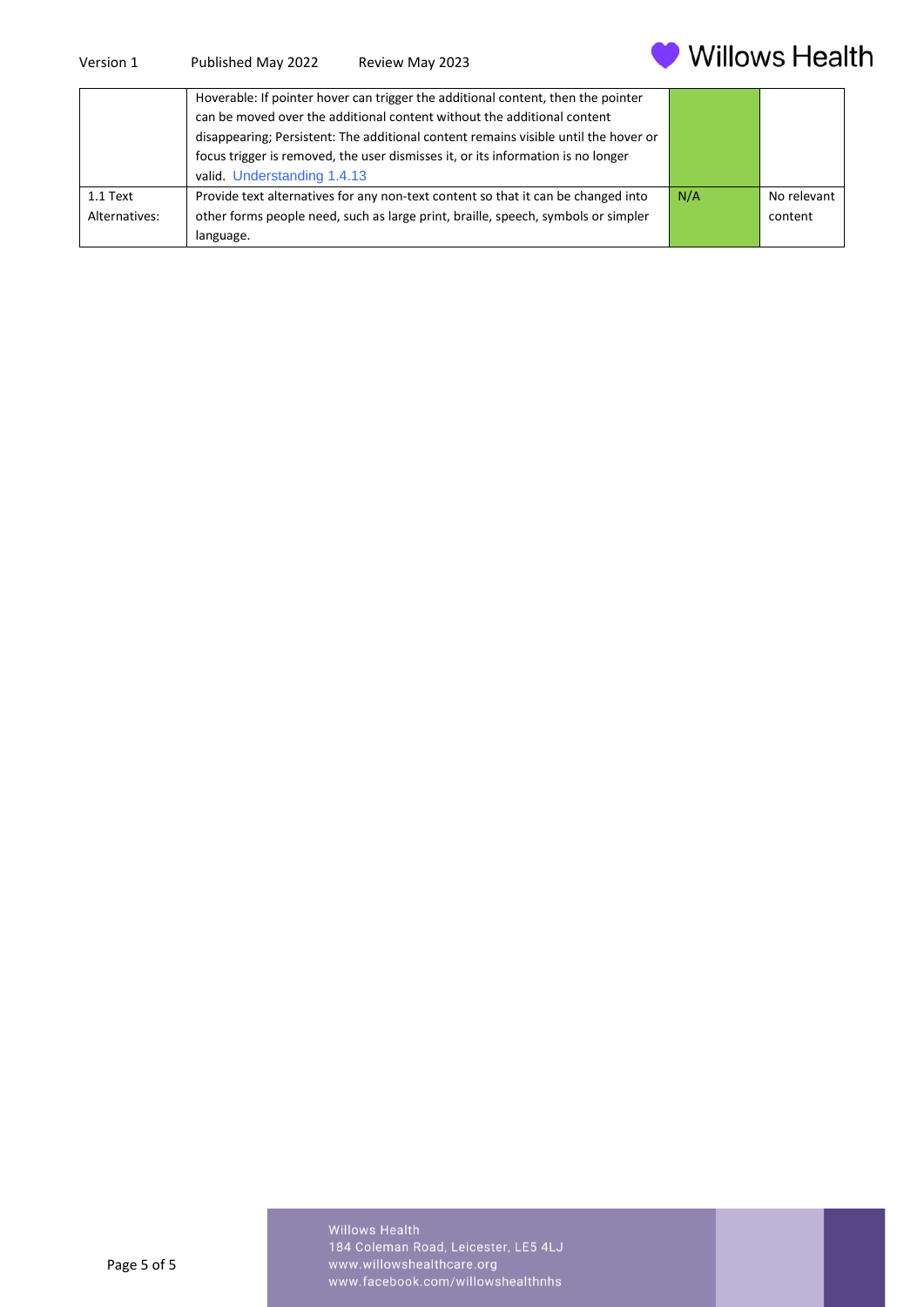| | | | |
|---|---|---|---|
| | Hoverable: If pointer hover can trigger the additional content, then the pointer can be moved over the additional content without the additional content disappearing; Persistent: The additional content remains visible until the hover or focus trigger is removed, the user dismisses it, or its information is no longer valid. Understanding 1.4.13 | | |
| 1.1 Text Alternatives: | Provide text alternatives for any non-text content so that it can be changed into other forms people need, such as large print, braille, speech, symbols or simpler language. | N/A | No relevant content |

Willows Health
184 Coleman Road, Leicester, LE5 4LJ
www.willowshealthcare.org
www.facebook.com/willowshealthnhs